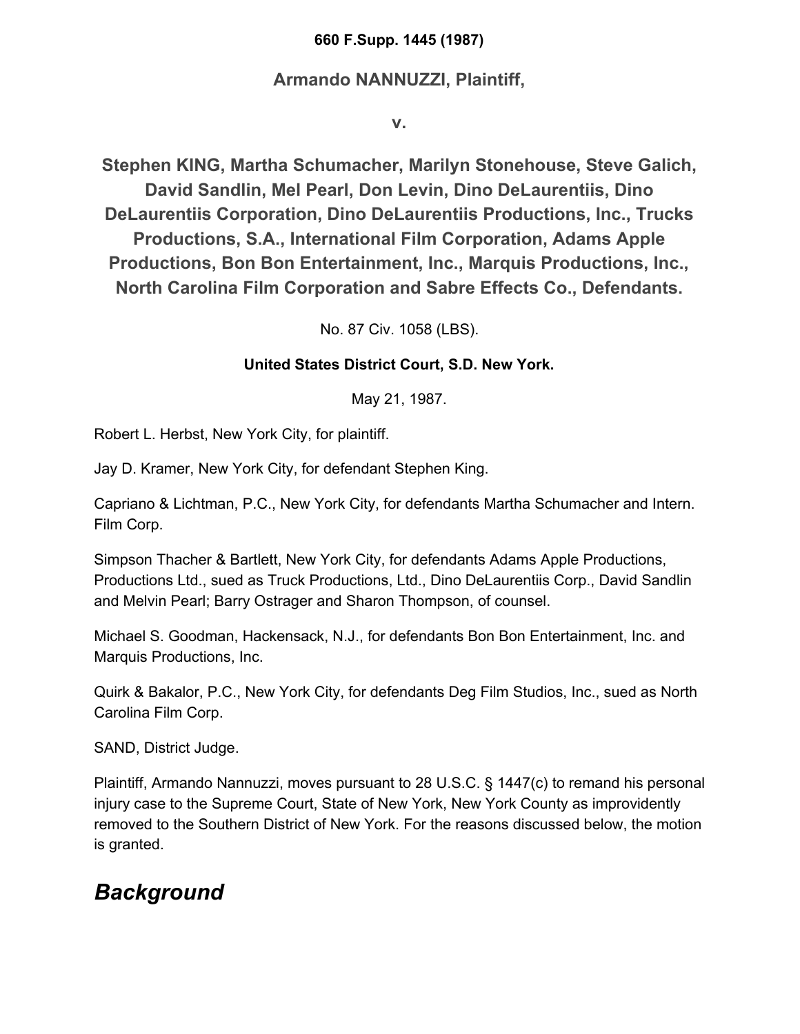**660 F.Supp. 1445 (1987)**

## Armando NANNUZZI, Plaintiff,

**v.**

## Stephen KING, Martha Schumacher, Marilyn Stonehouse, Steve Galich, David Sandlin, Mel Pearl, Don Levin, Dino DeLaurentiis, Dino DeLaurentiis Corporation, Dino DeLaurentiis Productions, Inc., Trucks Productions, S.A., International Film Corporation, Adams Apple Productions, Bon Bon Entertainment, Inc., Marquis Productions, Inc., North Carolina Film Corporation and Sabre Effects Co., Defendants.

No. 87 Civ. 1058 (LBS).

**United States District Court, S.D. New York.**

May 21, 1987.

Robert L. Herbst, New York City, for plaintiff.

Jay D. Kramer, New York City, for defendant Stephen King.

Capriano & Lichtman, P.C., New York City, for defendants Martha Schumacher and Intern. Film Corp.

Simpson Thacher & Bartlett, New York City, for defendants Adams Apple Productions, Productions Ltd., sued as Truck Productions, Ltd., Dino DeLaurentiis Corp., David Sandlin and Melvin Pearl; Barry Ostrager and Sharon Thompson, of counsel.

Michael S. Goodman, Hackensack, N.J., for defendants Bon Bon Entertainment, Inc. and Marquis Productions, Inc.

Quirk & Bakalor, P.C., New York City, for defendants Deg Film Studios, Inc., sued as North Carolina Film Corp.

SAND, District Judge.

Plaintiff, Armando Nannuzzi, moves pursuant to 28 U.S.C. § 1447(c) to remand his personal injury case to the Supreme Court, State of New York, New York County as improvidently removed to the Southern District of New York. For the reasons discussed below, the motion is granted.

## *Background*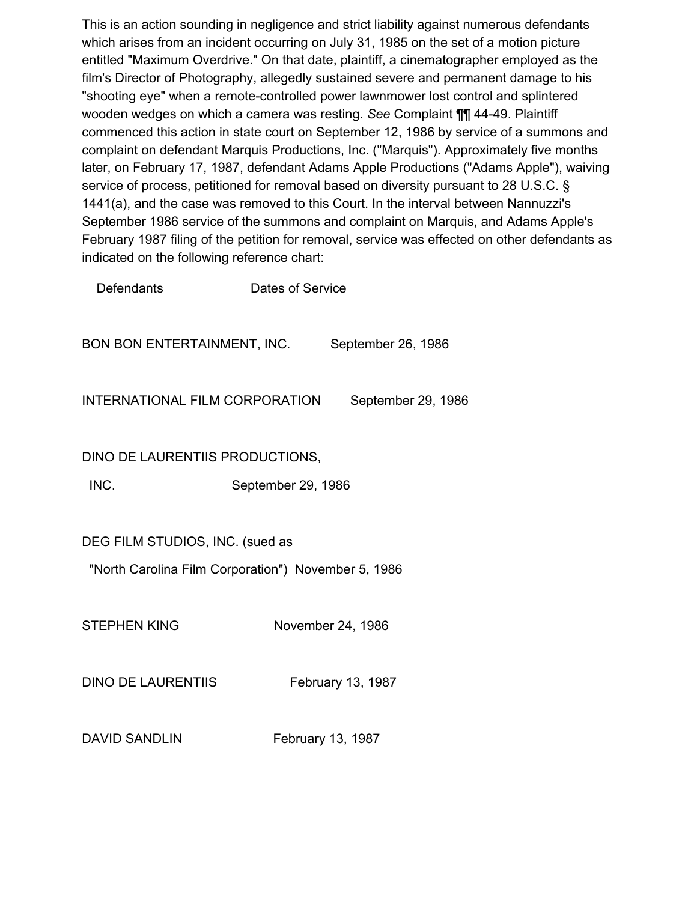This is an action sounding in negligence and strict liability against numerous defendants which arises from an incident occurring on July 31, 1985 on the set of a motion picture entitled "Maximum Overdrive." On that date, plaintiff, a cinematographer employed as the film's Director of Photography, allegedly sustained severe and permanent damage to his "shooting eye" when a remote-controlled power lawnmower lost control and splintered wooden wedges on which a camera was resting. *See* Complaint ¶¶ 44-49. Plaintiff commenced this action in state court on September 12, 1986 by service of a summons and complaint on defendant Marquis Productions, Inc. ("Marquis"). Approximately five months later, on February 17, 1987, defendant Adams Apple Productions ("Adams Apple"), waiving service of process, petitioned for removal based on diversity pursuant to 28 U.S.C. § 1441(a), and the case was removed to this Court. In the interval between Nannuzzi's September 1986 service of the summons and complaint on Marquis, and Adams Apple's February 1987 filing of the petition for removal, service was effected on other defendants as indicated on the following reference chart:

| Defendants | Dates of Service |
|---|---|
| BON BON ENTERTAINMENT, INC. | September 26, 1986 |
| INTERNATIONAL FILM CORPORATION | September 29, 1986 |
| DINO DE LAURENTIIS PRODUCTIONS, INC. | September 29, 1986 |
| DEG FILM STUDIOS, INC. (sued as "North Carolina Film Corporation") | November 5, 1986 |
| STEPHEN KING | November 24, 1986 |
| DINO DE LAURENTIIS | February 13, 1987 |
| DAVID SANDLIN | February 13, 1987 |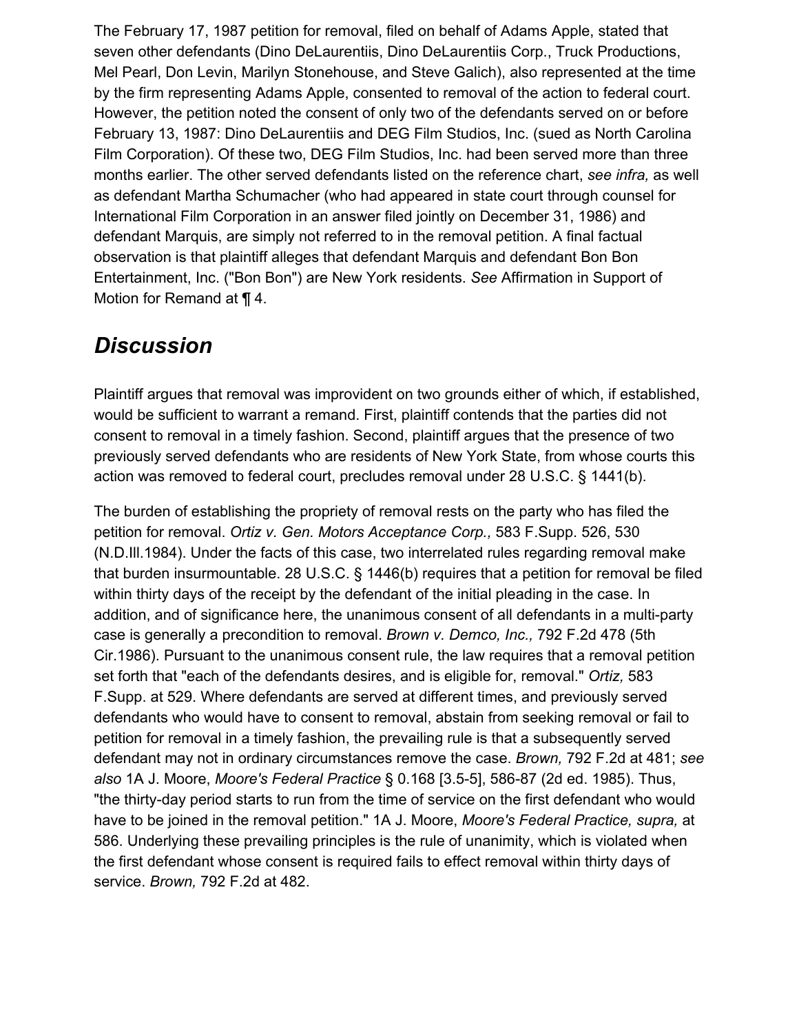The February 17, 1987 petition for removal, filed on behalf of Adams Apple, stated that seven other defendants (Dino DeLaurentiis, Dino DeLaurentiis Corp., Truck Productions, Mel Pearl, Don Levin, Marilyn Stonehouse, and Steve Galich), also represented at the time by the firm representing Adams Apple, consented to removal of the action to federal court. However, the petition noted the consent of only two of the defendants served on or before February 13, 1987: Dino DeLaurentiis and DEG Film Studios, Inc. (sued as North Carolina Film Corporation). Of these two, DEG Film Studios, Inc. had been served more than three months earlier. The other served defendants listed on the reference chart, *see infra,* as well as defendant Martha Schumacher (who had appeared in state court through counsel for International Film Corporation in an answer filed jointly on December 31, 1986) and defendant Marquis, are simply not referred to in the removal petition. A final factual observation is that plaintiff alleges that defendant Marquis and defendant Bon Bon Entertainment, Inc. ("Bon Bon") are New York residents. *See* Affirmation in Support of Motion for Remand at ¶ 4.

## *Discussion*

Plaintiff argues that removal was improvident on two grounds either of which, if established, would be sufficient to warrant a remand. First, plaintiff contends that the parties did not consent to removal in a timely fashion. Second, plaintiff argues that the presence of two previously served defendants who are residents of New York State, from whose courts this action was removed to federal court, precludes removal under 28 U.S.C. § 1441(b).

The burden of establishing the propriety of removal rests on the party who has filed the petition for removal. *Ortiz v. Gen. Motors Acceptance Corp.,* 583 F.Supp. 526, 530 (N.D.Ill.1984). Under the facts of this case, two interrelated rules regarding removal make that burden insurmountable. 28 U.S.C. § 1446(b) requires that a petition for removal be filed within thirty days of the receipt by the defendant of the initial pleading in the case. In addition, and of significance here, the unanimous consent of all defendants in a multi-party case is generally a precondition to removal. *Brown v. Demco, Inc.,* 792 F.2d 478 (5th Cir.1986). Pursuant to the unanimous consent rule, the law requires that a removal petition set forth that "each of the defendants desires, and is eligible for, removal." *Ortiz,* 583 F.Supp. at 529. Where defendants are served at different times, and previously served defendants who would have to consent to removal, abstain from seeking removal or fail to petition for removal in a timely fashion, the prevailing rule is that a subsequently served defendant may not in ordinary circumstances remove the case. *Brown,* 792 F.2d at 481; *see also* 1A J. Moore, *Moore's Federal Practice* § 0.168 [3.5-5], 586-87 (2d ed. 1985). Thus, "the thirty-day period starts to run from the time of service on the first defendant who would have to be joined in the removal petition." 1A J. Moore, *Moore's Federal Practice, supra,* at 586. Underlying these prevailing principles is the rule of unanimity, which is violated when the first defendant whose consent is required fails to effect removal within thirty days of service. *Brown,* 792 F.2d at 482.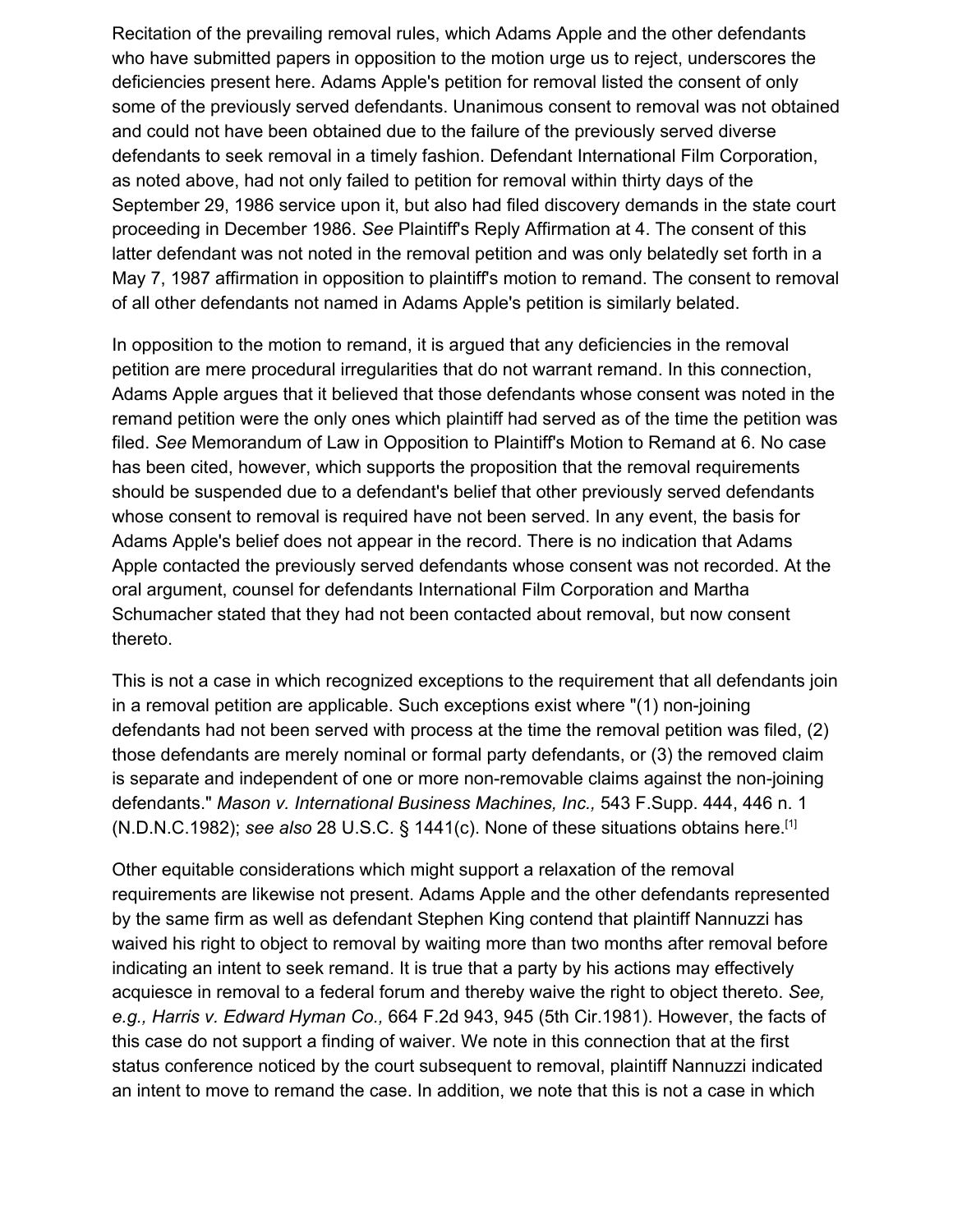Recitation of the prevailing removal rules, which Adams Apple and the other defendants who have submitted papers in opposition to the motion urge us to reject, underscores the deficiencies present here. Adams Apple's petition for removal listed the consent of only some of the previously served defendants. Unanimous consent to removal was not obtained and could not have been obtained due to the failure of the previously served diverse defendants to seek removal in a timely fashion. Defendant International Film Corporation, as noted above, had not only failed to petition for removal within thirty days of the September 29, 1986 service upon it, but also had filed discovery demands in the state court proceeding in December 1986. *See* Plaintiff's Reply Affirmation at 4. The consent of this latter defendant was not noted in the removal petition and was only belatedly set forth in a May 7, 1987 affirmation in opposition to plaintiff's motion to remand. The consent to removal of all other defendants not named in Adams Apple's petition is similarly belated.

In opposition to the motion to remand, it is argued that any deficiencies in the removal petition are mere procedural irregularities that do not warrant remand. In this connection, Adams Apple argues that it believed that those defendants whose consent was noted in the remand petition were the only ones which plaintiff had served as of the time the petition was filed. *See* Memorandum of Law in Opposition to Plaintiff's Motion to Remand at 6. No case has been cited, however, which supports the proposition that the removal requirements should be suspended due to a defendant's belief that other previously served defendants whose consent to removal is required have not been served. In any event, the basis for Adams Apple's belief does not appear in the record. There is no indication that Adams Apple contacted the previously served defendants whose consent was not recorded. At the oral argument, counsel for defendants International Film Corporation and Martha Schumacher stated that they had not been contacted about removal, but now consent thereto.

This is not a case in which recognized exceptions to the requirement that all defendants join in a removal petition are applicable. Such exceptions exist where "(1) non-joining defendants had not been served with process at the time the removal petition was filed, (2) those defendants are merely nominal or formal party defendants, or (3) the removed claim is separate and independent of one or more non-removable claims against the non-joining defendants." *Mason v. International Business Machines, Inc.,* 543 F.Supp. 444, 446 n. 1 (N.D.N.C.1982); *see also* 28 U.S.C. § 1441(c). None of these situations obtains here.[1]

Other equitable considerations which might support a relaxation of the removal requirements are likewise not present. Adams Apple and the other defendants represented by the same firm as well as defendant Stephen King contend that plaintiff Nannuzzi has waived his right to object to removal by waiting more than two months after removal before indicating an intent to seek remand. It is true that a party by his actions may effectively acquiesce in removal to a federal forum and thereby waive the right to object thereto. *See, e.g., Harris v. Edward Hyman Co.,* 664 F.2d 943, 945 (5th Cir.1981). However, the facts of this case do not support a finding of waiver. We note in this connection that at the first status conference noticed by the court subsequent to removal, plaintiff Nannuzzi indicated an intent to move to remand the case. In addition, we note that this is not a case in which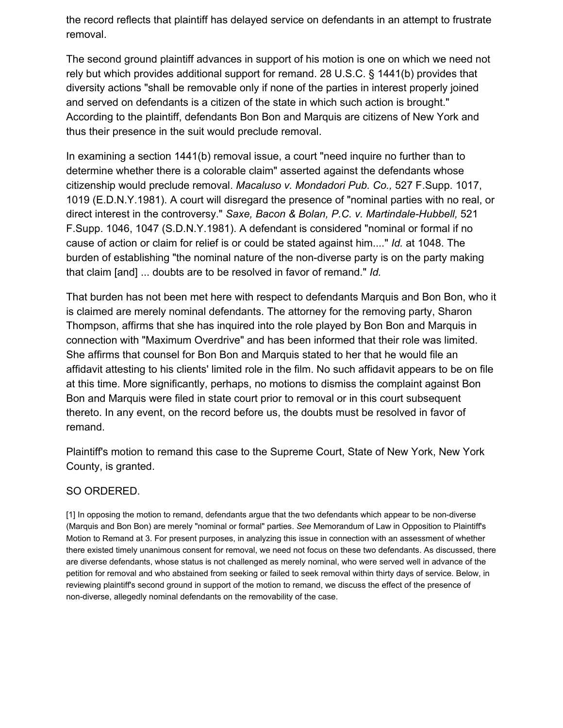the record reflects that plaintiff has delayed service on defendants in an attempt to frustrate removal.

The second ground plaintiff advances in support of his motion is one on which we need not rely but which provides additional support for remand. 28 U.S.C. § 1441(b) provides that diversity actions "shall be removable only if none of the parties in interest properly joined and served on defendants is a citizen of the state in which such action is brought." According to the plaintiff, defendants Bon Bon and Marquis are citizens of New York and thus their presence in the suit would preclude removal.

In examining a section 1441(b) removal issue, a court "need inquire no further than to determine whether there is a colorable claim" asserted against the defendants whose citizenship would preclude removal. *Macaluso v. Mondadori Pub. Co.,* 527 F.Supp. 1017, 1019 (E.D.N.Y.1981). A court will disregard the presence of "nominal parties with no real, or direct interest in the controversy." *Saxe, Bacon & Bolan, P.C. v. Martindale-Hubbell,* 521 F.Supp. 1046, 1047 (S.D.N.Y.1981). A defendant is considered "nominal or formal if no cause of action or claim for relief is or could be stated against him...." *Id.* at 1048. The burden of establishing "the nominal nature of the non-diverse party is on the party making that claim [and] ... doubts are to be resolved in favor of remand." *Id.*

That burden has not been met here with respect to defendants Marquis and Bon Bon, who it is claimed are merely nominal defendants. The attorney for the removing party, Sharon Thompson, affirms that she has inquired into the role played by Bon Bon and Marquis in connection with "Maximum Overdrive" and has been informed that their role was limited. She affirms that counsel for Bon Bon and Marquis stated to her that he would file an affidavit attesting to his clients' limited role in the film. No such affidavit appears to be on file at this time. More significantly, perhaps, no motions to dismiss the complaint against Bon Bon and Marquis were filed in state court prior to removal or in this court subsequent thereto. In any event, on the record before us, the doubts must be resolved in favor of remand.

Plaintiff's motion to remand this case to the Supreme Court, State of New York, New York County, is granted.

SO ORDERED.

[1] In opposing the motion to remand, defendants argue that the two defendants which appear to be non-diverse (Marquis and Bon Bon) are merely "nominal or formal" parties. *See* Memorandum of Law in Opposition to Plaintiff's Motion to Remand at 3. For present purposes, in analyzing this issue in connection with an assessment of whether there existed timely unanimous consent for removal, we need not focus on these two defendants. As discussed, there are diverse defendants, whose status is not challenged as merely nominal, who were served well in advance of the petition for removal and who abstained from seeking or failed to seek removal within thirty days of service. Below, in reviewing plaintiff's second ground in support of the motion to remand, we discuss the effect of the presence of non-diverse, allegedly nominal defendants on the removability of the case.